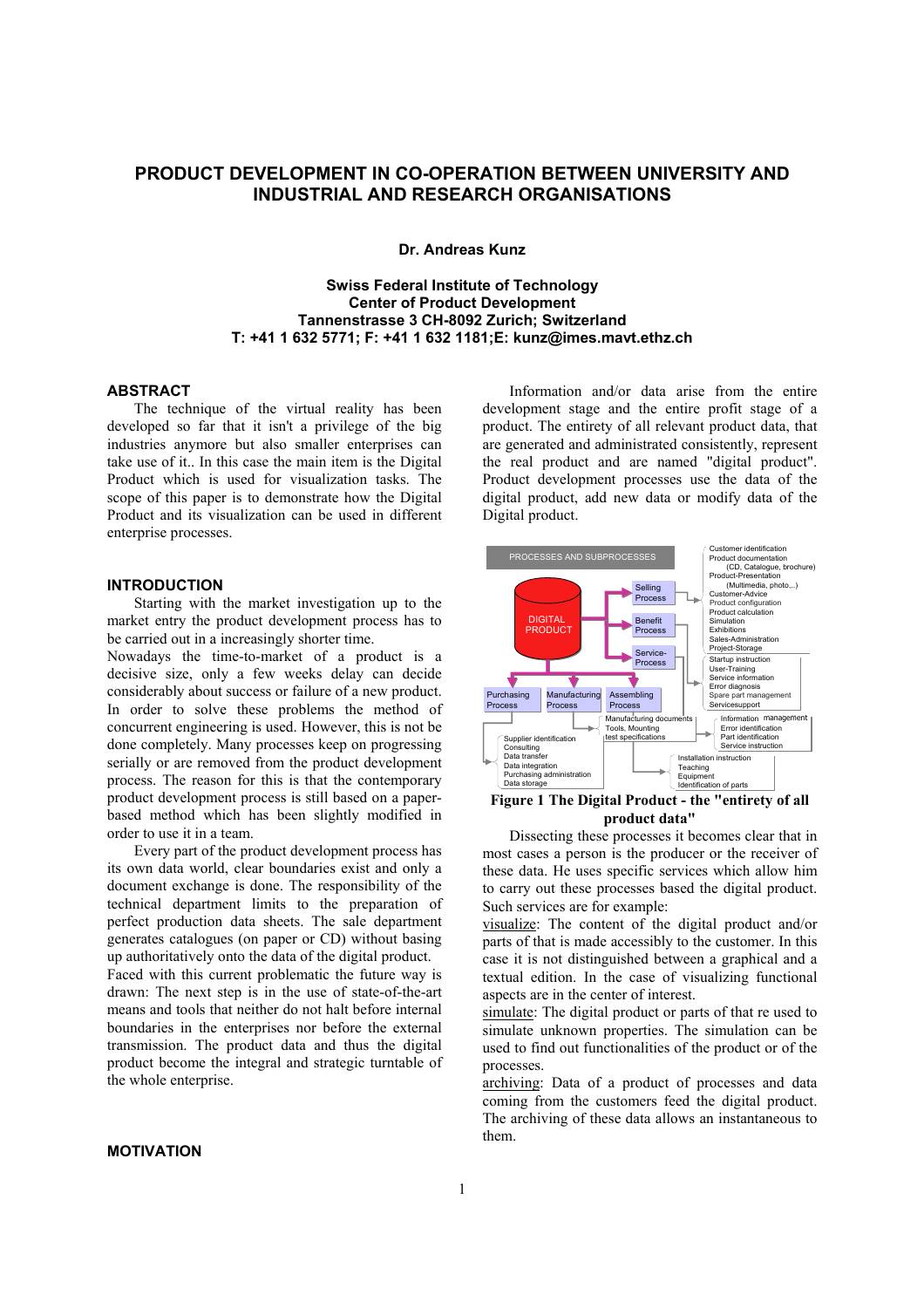# PRODUCT DEVELOPMENT IN CO-OPERATION BETWEEN UNIVERSITY AND INDUSTRIAL AND RESEARCH ORGANISATIONS

**Dr. Andreas Kunz**

**Swiss Federal Institute of Technology**
**Center of Product Development**
**Tannenstrasse 3 CH-8092 Zurich; Switzerland**
**T: +41 1 632 5771; F: +41 1 632 1181;E: kunz@imes.mavt.ethz.ch**

## ABSTRACT

The technique of the virtual reality has been developed so far that it isn't a privilege of the big industries anymore but also smaller enterprises can take use of it.. In this case the main item is the Digital Product which is used for visualization tasks. The scope of this paper is to demonstrate how the Digital Product and its visualization can be used in different enterprise processes.

## INTRODUCTION

Starting with the market investigation up to the market entry the product development process has to be carried out in a increasingly shorter time.
Nowadays the time-to-market of a product is a decisive size, only a few weeks delay can decide considerably about success or failure of a new product. In order to solve these problems the method of concurrent engineering is used. However, this is not be done completely. Many processes keep on progressing serially or are removed from the product development process. The reason for this is that the contemporary product development process is still based on a paper-based method which has been slightly modified in order to use it in a team.

Every part of the product development process has its own data world, clear boundaries exist and only a document exchange is done. The responsibility of the technical department limits to the preparation of perfect production data sheets. The sale department generates catalogues (on paper or CD) without basing up authoritatively onto the data of the digital product.
Faced with this current problematic the future way is drawn: The next step is in the use of state-of-the-art means and tools that neither do not halt before internal boundaries in the enterprises nor before the external transmission. The product data and thus the digital product become the integral and strategic turntable of the whole enterprise.

## MOTIVATION

Information and/or data arise from the entire development stage and the entire profit stage of a product. The entirety of all relevant product data, that are generated and administrated consistently, represent the real product and are named "digital product". Product development processes use the data of the digital product, add new data or modify data of the Digital product.

PROCESSES AND SUBPROCESSES

DIGITAL PRODUCT

Selling Process; Benefit Process; Service-Process; Purchasing Process; Manufacturing Process; Assembling Process

Customer identification
Product documentation
(CD, Catalogue, brochure)
Product-Presentation
(Multimedia, photo,..)
Customer-Advice
Product configuration
Product calculation
Simulation
Exhibitions
Sales-Administration
Project-Storage

Startup instruction
User-Training
Service information
Error diagnosis
Spare part management
Servicesupport

Information management
Error identification
Part identification
Service instruction

Manufacturing documents
Tools, Mounting
test specifications

Supplier identification
Consulting
Data transfer
Data integration
Purchasing administration
Data storage

Installation instruction
Teaching
Equipment
Identification of parts

**Figure 1 The Digital Product - the "entirety of all product data"**

Dissecting these processes it becomes clear that in most cases a person is the producer or the receiver of these data. He uses specific services which allow him to carry out these processes based the digital product. Such services are for example:

visualize: The content of the digital product and/or parts of that is made accessibly to the customer. In this case it is not distinguished between a graphical and a textual edition. In the case of visualizing functional aspects are in the center of interest.

simulate: The digital product or parts of that re used to simulate unknown properties. The simulation can be used to find out functionalities of the product or of the processes.

archiving: Data of a product of processes and data coming from the customers feed the digital product. The archiving of these data allows an instantaneous to them.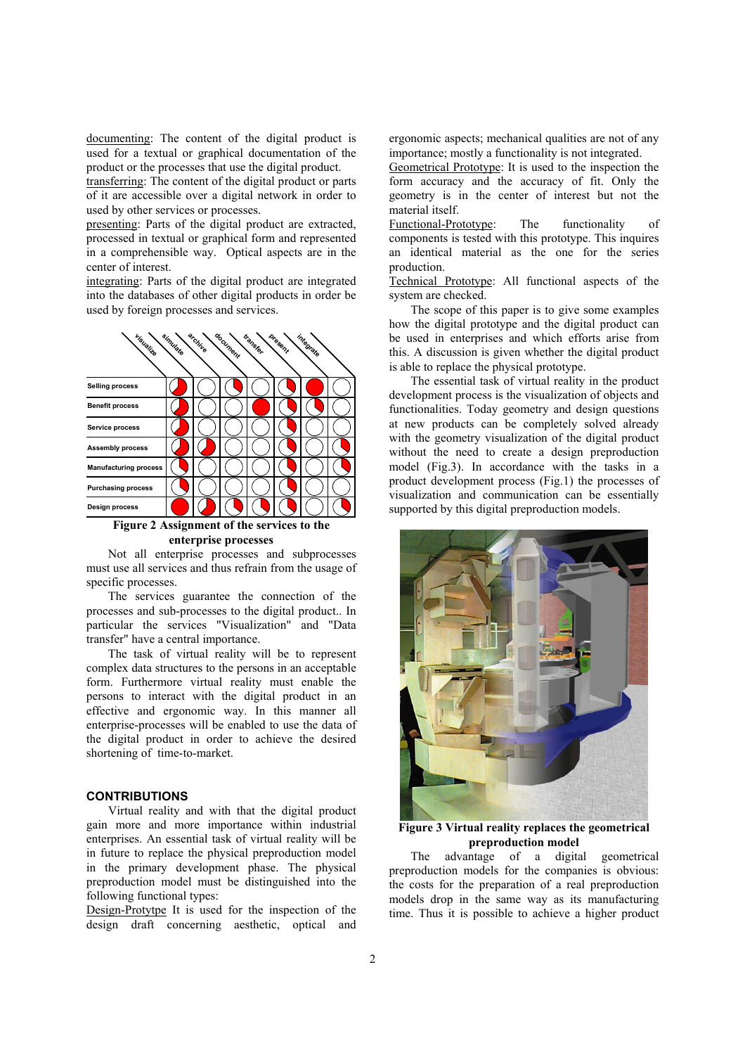documenting: The content of the digital product is used for a textual or graphical documentation of the product or the processes that use the digital product.

transferring: The content of the digital product or parts of it are accessible over a digital network in order to used by other services or processes.

presenting: Parts of the digital product are extracted, processed in textual or graphical form and represented in a comprehensible way. Optical aspects are in the center of interest.

integrating: Parts of the digital product are integrated into the databases of other digital products in order be used by foreign processes and services.

**Figure 2 Assignment of the services to the enterprise processes**

Not all enterprise processes and subprocesses must use all services and thus refrain from the usage of specific processes.

The services guarantee the connection of the processes and sub-processes to the digital product.. In particular the services "Visualization" and "Data transfer" have a central importance.

The task of virtual reality will be to represent complex data structures to the persons in an acceptable form. Furthermore virtual reality must enable the persons to interact with the digital product in an effective and ergonomic way. In this manner all enterprise-processes will be enabled to use the data of the digital product in order to achieve the desired shortening of time-to-market.

## CONTRIBUTIONS

Virtual reality and with that the digital product gain more and more importance within industrial enterprises. An essential task of virtual reality will be in future to replace the physical preproduction model in the primary development phase. The physical preproduction model must be distinguished into the following functional types:

Design-Protytpe It is used for the inspection of the design draft concerning aesthetic, optical and ergonomic aspects; mechanical qualities are not of any importance; mostly a functionality is not integrated.

Geometrical Prototype: It is used to the inspection the form accuracy and the accuracy of fit. Only the geometry is in the center of interest but not the material itself.

Functional-Prototype: The functionality of components is tested with this prototype. This inquires an identical material as the one for the series production.

Technical Prototype: All functional aspects of the system are checked.

The scope of this paper is to give some examples how the digital prototype and the digital product can be used in enterprises and which efforts arise from this. A discussion is given whether the digital product is able to replace the physical prototype.

The essential task of virtual reality in the product development process is the visualization of objects and functionalities. Today geometry and design questions at new products can be completely solved already with the geometry visualization of the digital product without the need to create a design preproduction model (Fig.3). In accordance with the tasks in a product development process (Fig.1) the processes of visualization and communication can be essentially supported by this digital preproduction models.

**Figure 3 Virtual reality replaces the geometrical preproduction model**

The advantage of a digital geometrical preproduction models for the companies is obvious: the costs for the preparation of a real preproduction models drop in the same way as its manufacturing time. Thus it is possible to achieve a higher product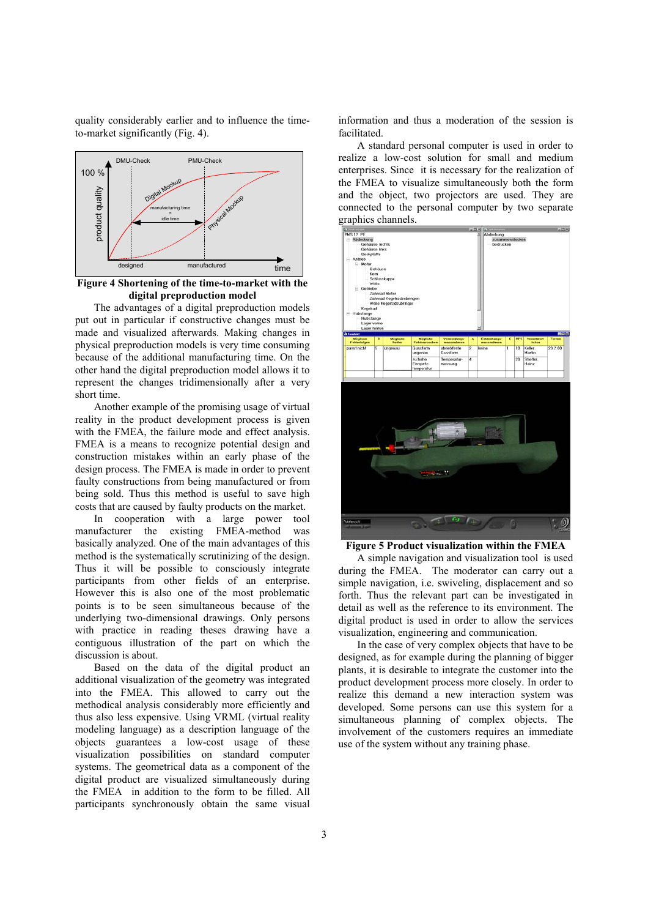quality considerably earlier and to influence the time-to-market significantly (Fig. 4).

**Figure 4 Shortening of the time-to-market with the digital preproduction model**

The advantages of a digital preproduction models put out in particular if constructive changes must be made and visualized afterwards. Making changes in physical preproduction models is very time consuming because of the additional manufacturing time. On the other hand the digital preproduction model allows it to represent the changes tridimensionally after a very short time.

Another example of the promising usage of virtual reality in the product development process is given with the FMEA, the failure mode and effect analysis. FMEA is a means to recognize potential design and construction mistakes within an early phase of the design process. The FMEA is made in order to prevent faulty constructions from being manufactured or from being sold. Thus this method is useful to save high costs that are caused by faulty products on the market.

In cooperation with a large power tool manufacturer the existing FMEA-method was basically analyzed. One of the main advantages of this method is the systematically scrutinizing of the design. Thus it will be possible to consciously integrate participants from other fields of an enterprise. However this is also one of the most problematic points is to be seen simultaneous because of the underlying two-dimensional drawings. Only persons with practice in reading theses drawing have a contiguous illustration of the part on which the discussion is about.

Based on the data of the digital product an additional visualization of the geometry was integrated into the FMEA. This allowed to carry out the methodical analysis considerably more efficiently and thus also less expensive. Using VRML (virtual reality modeling language) as a description language of the objects guarantees a low-cost usage of these visualization possibilities on standard computer systems. The geometrical data as a component of the digital product are visualized simultaneously during the FMEA in addition to the form to be filled. All participants synchronously obtain the same visual information and thus a moderation of the session is facilitated.

A standard personal computer is used in order to realize a low-cost solution for small and medium enterprises. Since it is necessary for the realization of the FMEA to visualize simultaneously both the form and the object, two projectors are used. They are connected to the personal computer by two separate graphics channels.

**Figure 5 Product visualization within the FMEA**

A simple navigation and visualization tool is used during the FMEA. The moderator can carry out a simple navigation, i.e. swiveling, displacement and so forth. Thus the relevant part can be investigated in detail as well as the reference to its environment. The digital product is used in order to allow the services visualization, engineering and communication.

In the case of very complex objects that have to be designed, as for example during the planning of bigger plants, it is desirable to integrate the customer into the product development process more closely. In order to realize this demand a new interaction system was developed. Some persons can use this system for a simultaneous planning of complex objects. The involvement of the customers requires an immediate use of the system without any training phase.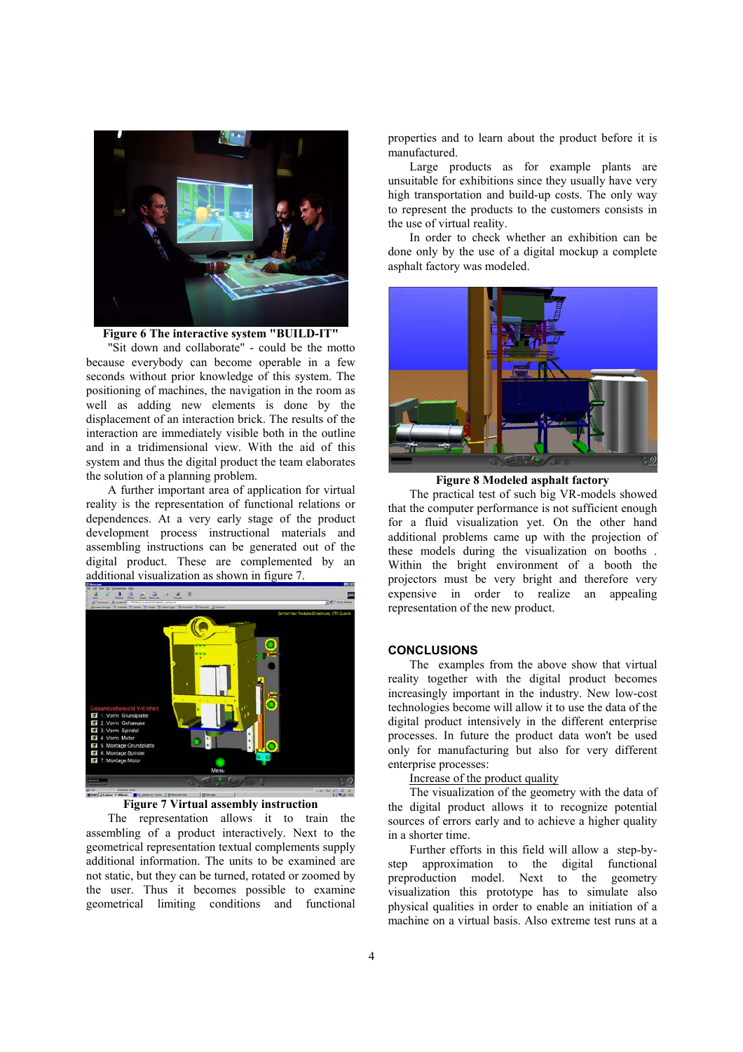**Figure 6 The interactive system "BUILD-IT"**

"Sit down and collaborate" - could be the motto because everybody can become operable in a few seconds without prior knowledge of this system. The positioning of machines, the navigation in the room as well as adding new elements is done by the displacement of an interaction brick. The results of the interaction are immediately visible both in the outline and in a tridimensional view. With the aid of this system and thus the digital product the team elaborates the solution of a planning problem.

A further important area of application for virtual reality is the representation of functional relations or dependences. At a very early stage of the product development process instructional materials and assembling instructions can be generated out of the digital product. These are complemented by an additional visualization as shown in figure 7.

**Figure 7 Virtual assembly instruction**

The representation allows it to train the assembling of a product interactively. Next to the geometrical representation textual complements supply additional information. The units to be examined are not static, but they can be turned, rotated or zoomed by the user. Thus it becomes possible to examine geometrical limiting conditions and functional properties and to learn about the product before it is manufactured.

Large products as for example plants are unsuitable for exhibitions since they usually have very high transportation and build-up costs. The only way to represent the products to the customers consists in the use of virtual reality.

In order to check whether an exhibition can be done only by the use of a digital mockup a complete asphalt factory was modeled.

**Figure 8 Modeled asphalt factory**

The practical test of such big VR-models showed that the computer performance is not sufficient enough for a fluid visualization yet. On the other hand additional problems came up with the projection of these models during the visualization on booths . Within the bright environment of a booth the projectors must be very bright and therefore very expensive in order to realize an appealing representation of the new product.

## CONCLUSIONS

The examples from the above show that virtual reality together with the digital product becomes increasingly important in the industry. New low-cost technologies become will allow it to use the data of the digital product intensively in the different enterprise processes. In future the product data won't be used only for manufacturing but also for very different enterprise processes:

<u>Increase of the product quality</u>

The visualization of the geometry with the data of the digital product allows it to recognize potential sources of errors early and to achieve a higher quality in a shorter time.

Further efforts in this field will allow a step-by-step approximation to the digital functional preproduction model. Next to the geometry visualization this prototype has to simulate also physical qualities in order to enable an initiation of a machine on a virtual basis. Also extreme test runs at a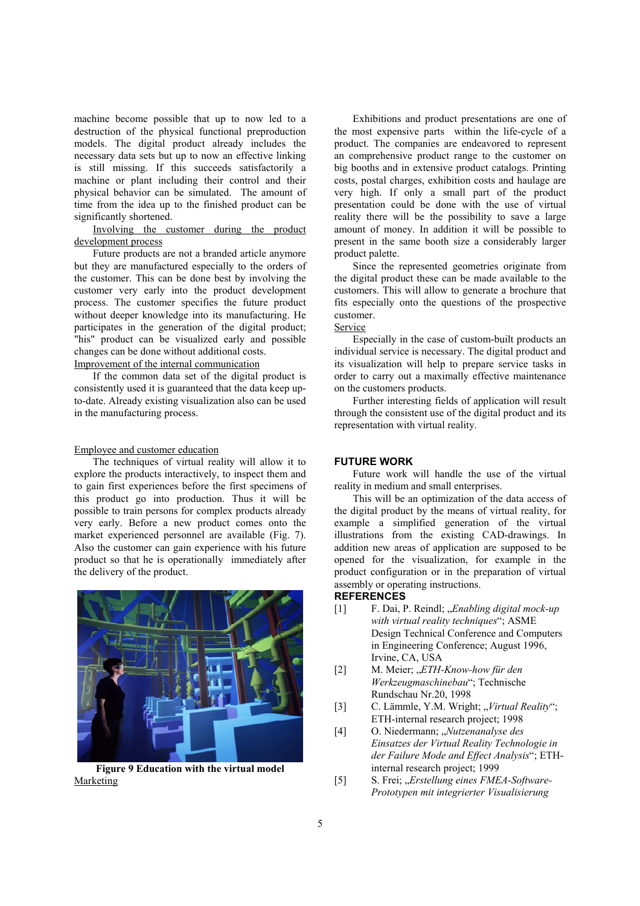machine become possible that up to now led to a destruction of the physical functional preproduction models. The digital product already includes the necessary data sets but up to now an effective linking is still missing. If this succeeds satisfactorily a machine or plant including their control and their physical behavior can be simulated. The amount of time from the idea up to the finished product can be significantly shortened.

Involving the customer during the product development process

Future products are not a branded article anymore but they are manufactured especially to the orders of the customer. This can be done best by involving the customer very early into the product development process. The customer specifies the future product without deeper knowledge into its manufacturing. He participates in the generation of the digital product; "his" product can be visualized early and possible changes can be done without additional costs.

Improvement of the internal communication

If the common data set of the digital product is consistently used it is guaranteed that the data keep up-to-date. Already existing visualization also can be used in the manufacturing process.

Employee and customer education

The techniques of virtual reality will allow it to explore the products interactively, to inspect them and to gain first experiences before the first specimens of this product go into production. Thus it will be possible to train persons for complex products already very early. Before a new product comes onto the market experienced personnel are available (Fig. 7). Also the customer can gain experience with his future product so that he is operationally immediately after the delivery of the product.

**Figure 9 Education with the virtual model**

Marketing

Exhibitions and product presentations are one of the most expensive parts within the life-cycle of a product. The companies are endeavored to represent an comprehensive product range to the customer on big booths and in extensive product catalogs. Printing costs, postal charges, exhibition costs and haulage are very high. If only a small part of the product presentation could be done with the use of virtual reality there will be the possibility to save a large amount of money. In addition it will be possible to present in the same booth size a considerably larger product palette.

Since the represented geometries originate from the digital product these can be made available to the customers. This will allow to generate a brochure that fits especially onto the questions of the prospective customer.

Service

Especially in the case of custom-built products an individual service is necessary. The digital product and its visualization will help to prepare service tasks in order to carry out a maximally effective maintenance on the customers products.

Further interesting fields of application will result through the consistent use of the digital product and its representation with virtual reality.

## FUTURE WORK

Future work will handle the use of the virtual reality in medium and small enterprises.

This will be an optimization of the data access of the digital product by the means of virtual reality, for example a simplified generation of the virtual illustrations from the existing CAD-drawings. In addition new areas of application are supposed to be opened for the visualization, for example in the product configuration or in the preparation of virtual assembly or operating instructions.

## REFERENCES

[1] F. Dai, P. Reindl; „*Enabling digital mock-up with virtual reality techniques*“; ASME Design Technical Conference and Computers in Engineering Conference; August 1996, Irvine, CA, USA

[2] M. Meier; „*ETH-Know-how für den Werkzeugmaschinebau*“; Technische Rundschau Nr.20, 1998

[3] C. Lämmle, Y.M. Wright; „*Virtual Reality*“; ETH-internal research project; 1998

[4] O. Niedermann; „*Nutzenanalyse des Einsatzes der Virtual Reality Technologie in der Failure Mode and Effect Analysis*“; ETH-internal research project; 1999

[5] S. Frei; „*Erstellung eines FMEA-Software-Prototypen mit integrierter Visualisierung*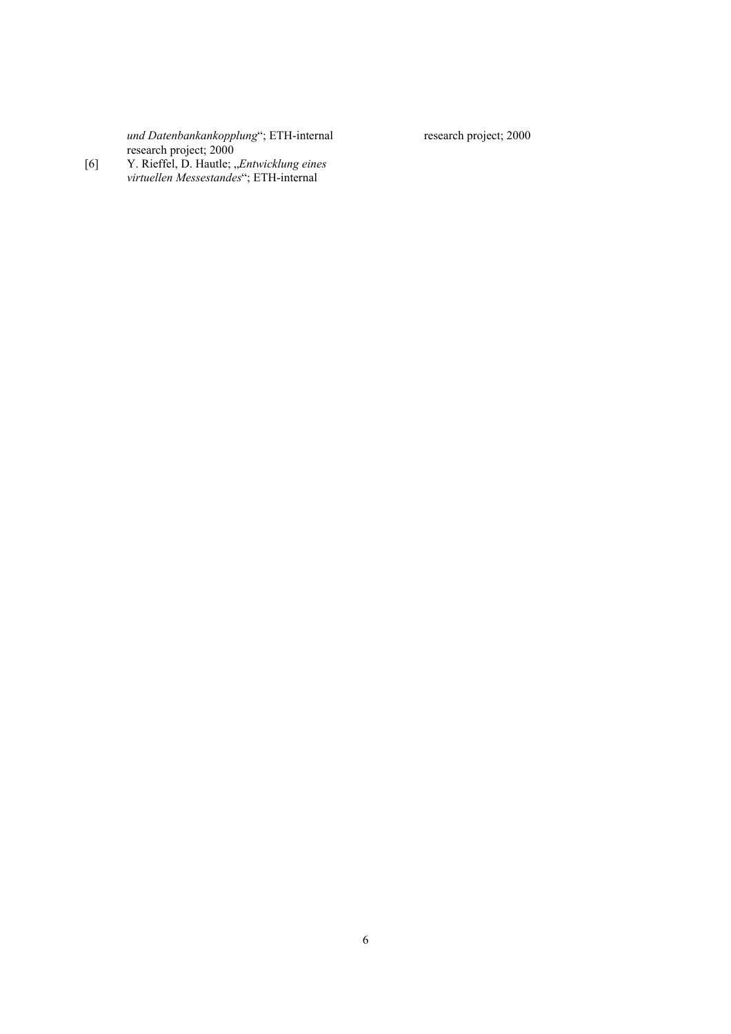*und Datenbankankopplung*“; ETH-internal research project; 2000

[6] Y. Rieffel, D. Hautle; „*Entwicklung eines virtuellen Messestandes*“; ETH-internal research project; 2000